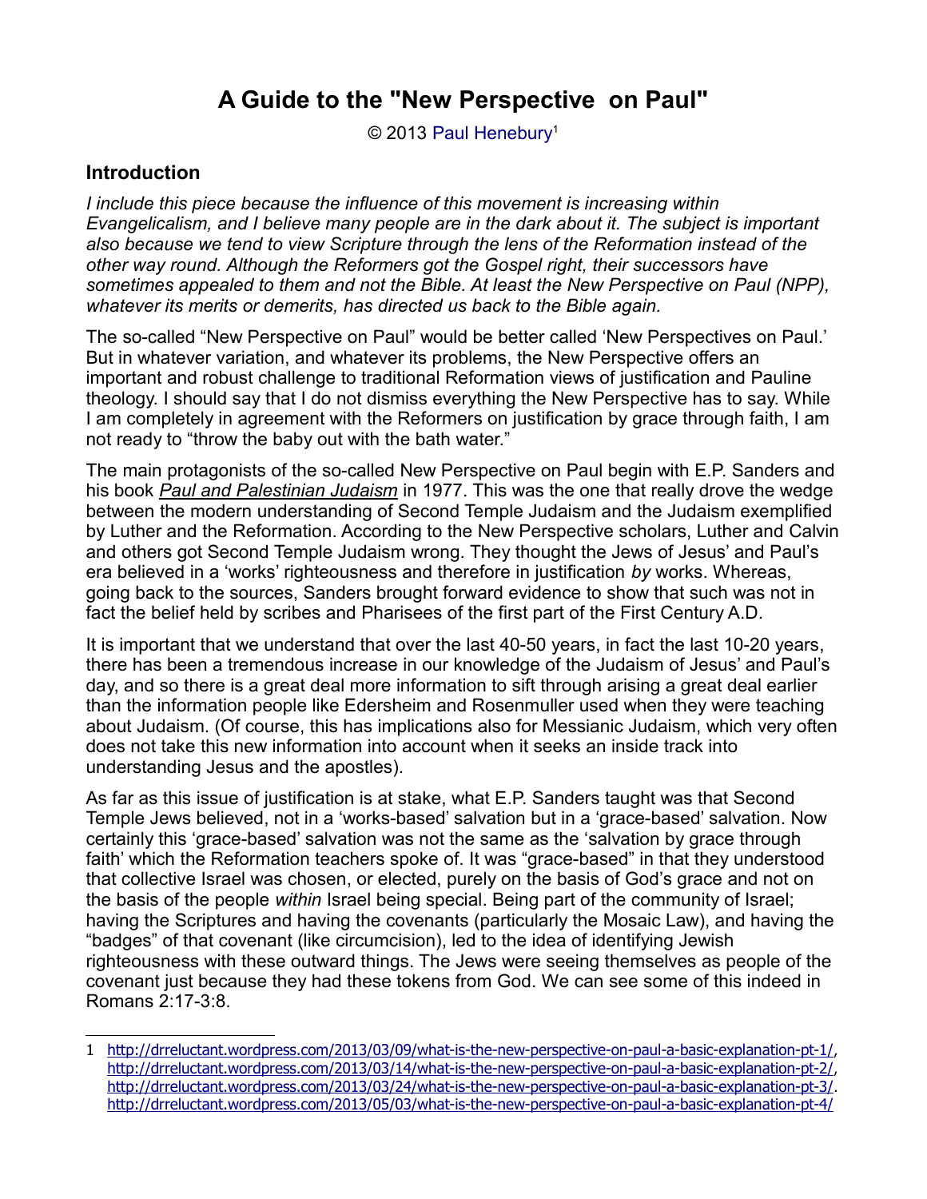# A Guide to the "New Perspective on Paul"

© 2013 Paul Henebury[1]

## Introduction

*I include this piece because the influence of this movement is increasing within Evangelicalism, and I believe many people are in the dark about it. The subject is important also because we tend to view Scripture through the lens of the Reformation instead of the other way round. Although the Reformers got the Gospel right, their successors have sometimes appealed to them and not the Bible. At least the New Perspective on Paul (NPP), whatever its merits or demerits, has directed us back to the Bible again.*

The so-called "New Perspective on Paul" would be better called 'New Perspectives on Paul.' But in whatever variation, and whatever its problems, the New Perspective offers an important and robust challenge to traditional Reformation views of justification and Pauline theology. I should say that I do not dismiss everything the New Perspective has to say. While I am completely in agreement with the Reformers on justification by grace through faith, I am not ready to "throw the baby out with the bath water."

The main protagonists of the so-called New Perspective on Paul begin with E.P. Sanders and his book *Paul and Palestinian Judaism* in 1977. This was the one that really drove the wedge between the modern understanding of Second Temple Judaism and the Judaism exemplified by Luther and the Reformation. According to the New Perspective scholars, Luther and Calvin and others got Second Temple Judaism wrong. They thought the Jews of Jesus' and Paul's era believed in a 'works' righteousness and therefore in justification *by* works. Whereas, going back to the sources, Sanders brought forward evidence to show that such was not in fact the belief held by scribes and Pharisees of the first part of the First Century A.D.

It is important that we understand that over the last 40-50 years, in fact the last 10-20 years, there has been a tremendous increase in our knowledge of the Judaism of Jesus' and Paul's day, and so there is a great deal more information to sift through arising a great deal earlier than the information people like Edersheim and Rosenmuller used when they were teaching about Judaism. (Of course, this has implications also for Messianic Judaism, which very often does not take this new information into account when it seeks an inside track into understanding Jesus and the apostles).

As far as this issue of justification is at stake, what E.P. Sanders taught was that Second Temple Jews believed, not in a 'works-based' salvation but in a 'grace-based' salvation. Now certainly this 'grace-based' salvation was not the same as the 'salvation by grace through faith' which the Reformation teachers spoke of. It was "grace-based" in that they understood that collective Israel was chosen, or elected, purely on the basis of God's grace and not on the basis of the people *within* Israel being special. Being part of the community of Israel; having the Scriptures and having the covenants (particularly the Mosaic Law), and having the "badges" of that covenant (like circumcision), led to the idea of identifying Jewish righteousness with these outward things. The Jews were seeing themselves as people of the covenant just because they had these tokens from God. We can see some of this indeed in Romans 2:17-3:8.

---

1 http://drreluctant.wordpress.com/2013/03/09/what-is-the-new-perspective-on-paul-a-basic-explanation-pt-1/, http://drreluctant.wordpress.com/2013/03/14/what-is-the-new-perspective-on-paul-a-basic-explanation-pt-2/, http://drreluctant.wordpress.com/2013/03/24/what-is-the-new-perspective-on-paul-a-basic-explanation-pt-3/. http://drreluctant.wordpress.com/2013/05/03/what-is-the-new-perspective-on-paul-a-basic-explanation-pt-4/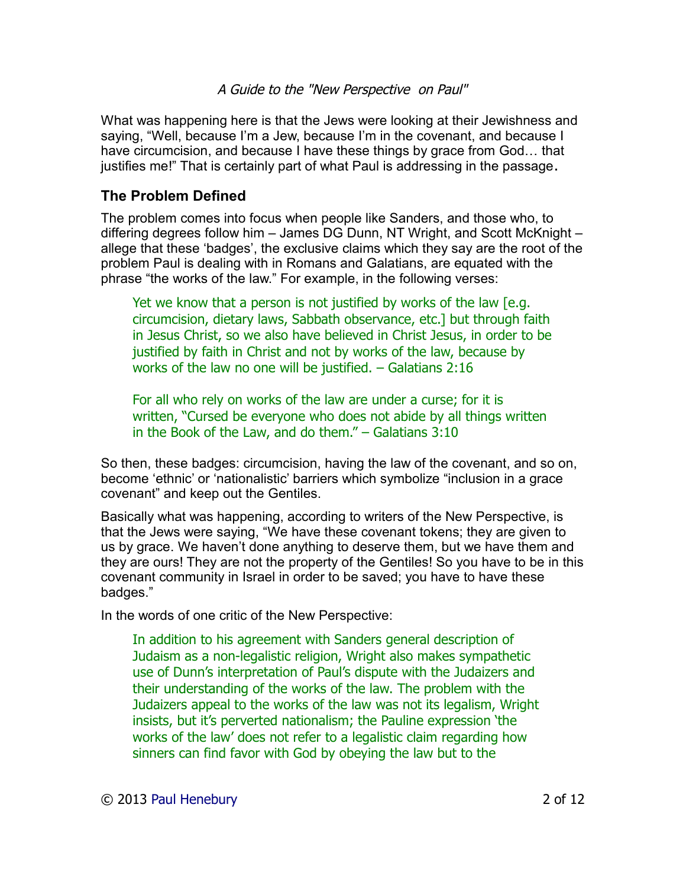What was happening here is that the Jews were looking at their Jewishness and saying, "Well, because I'm a Jew, because I'm in the covenant, and because I have circumcision, and because I have these things by grace from God… that justifies me!" That is certainly part of what Paul is addressing in the passage.

## The Problem Defined

The problem comes into focus when people like Sanders, and those who, to differing degrees follow him – James DG Dunn, NT Wright, and Scott McKnight – allege that these 'badges', the exclusive claims which they say are the root of the problem Paul is dealing with in Romans and Galatians, are equated with the phrase "the works of the law." For example, in the following verses:

> Yet we know that a person is not justified by works of the law [e.g. circumcision, dietary laws, Sabbath observance, etc.] but through faith in Jesus Christ, so we also have believed in Christ Jesus, in order to be justified by faith in Christ and not by works of the law, because by works of the law no one will be justified. – Galatians 2:16
>
> For all who rely on works of the law are under a curse; for it is written, "Cursed be everyone who does not abide by all things written in the Book of the Law, and do them." – Galatians 3:10

So then, these badges: circumcision, having the law of the covenant, and so on, become 'ethnic' or 'nationalistic' barriers which symbolize "inclusion in a grace covenant" and keep out the Gentiles.

Basically what was happening, according to writers of the New Perspective, is that the Jews were saying, "We have these covenant tokens; they are given to us by grace. We haven't done anything to deserve them, but we have them and they are ours! They are not the property of the Gentiles! So you have to be in this covenant community in Israel in order to be saved; you have to have these badges."

In the words of one critic of the New Perspective:

> In addition to his agreement with Sanders general description of Judaism as a non-legalistic religion, Wright also makes sympathetic use of Dunn's interpretation of Paul's dispute with the Judaizers and their understanding of the works of the law. The problem with the Judaizers appeal to the works of the law was not its legalism, Wright insists, but it's perverted nationalism; the Pauline expression 'the works of the law' does not refer to a legalistic claim regarding how sinners can find favor with God by obeying the law but to the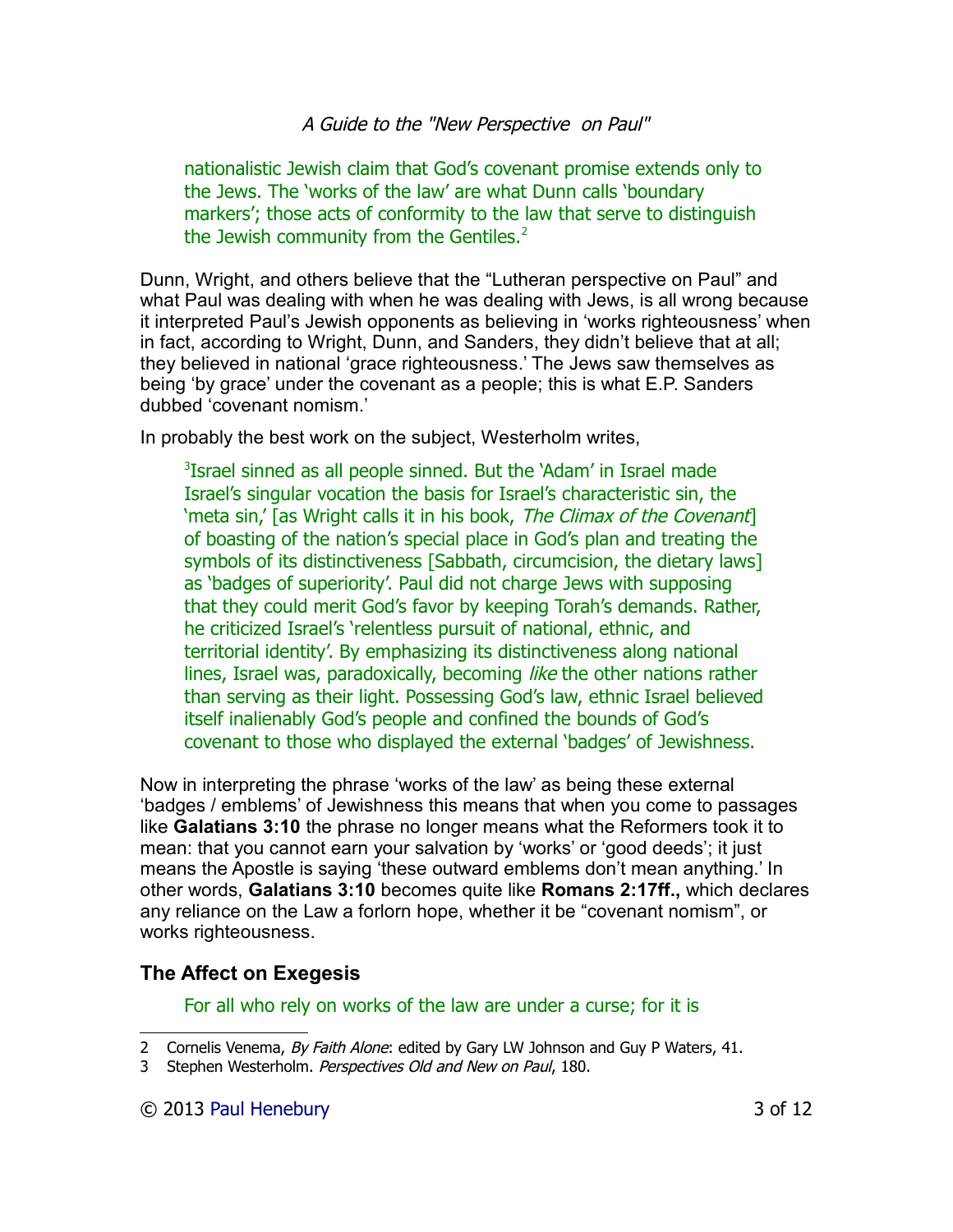> nationalistic Jewish claim that God's covenant promise extends only to the Jews. The 'works of the law' are what Dunn calls 'boundary markers'; those acts of conformity to the law that serve to distinguish the Jewish community from the Gentiles.[2]

Dunn, Wright, and others believe that the "Lutheran perspective on Paul" and what Paul was dealing with when he was dealing with Jews, is all wrong because it interpreted Paul's Jewish opponents as believing in 'works righteousness' when in fact, according to Wright, Dunn, and Sanders, they didn't believe that at all; they believed in national 'grace righteousness.' The Jews saw themselves as being 'by grace' under the covenant as a people; this is what E.P. Sanders dubbed 'covenant nomism.'

In probably the best work on the subject, Westerholm writes,

> [3]Israel sinned as all people sinned. But the 'Adam' in Israel made Israel's singular vocation the basis for Israel's characteristic sin, the 'meta sin,' [as Wright calls it in his book, *The Climax of the Covenant*] of boasting of the nation's special place in God's plan and treating the symbols of its distinctiveness [Sabbath, circumcision, the dietary laws] as 'badges of superiority'. Paul did not charge Jews with supposing that they could merit God's favor by keeping Torah's demands. Rather, he criticized Israel's 'relentless pursuit of national, ethnic, and territorial identity'. By emphasizing its distinctiveness along national lines, Israel was, paradoxically, becoming *like* the other nations rather than serving as their light. Possessing God's law, ethnic Israel believed itself inalienably God's people and confined the bounds of God's covenant to those who displayed the external 'badges' of Jewishness.

Now in interpreting the phrase 'works of the law' as being these external 'badges / emblems' of Jewishness this means that when you come to passages like **Galatians 3:10** the phrase no longer means what the Reformers took it to mean: that you cannot earn your salvation by 'works' or 'good deeds'; it just means the Apostle is saying 'these outward emblems don't mean anything.' In other words, **Galatians 3:10** becomes quite like **Romans 2:17ff.,** which declares any reliance on the Law a forlorn hope, whether it be "covenant nomism", or works righteousness.

## The Affect on Exegesis

> For all who rely on works of the law are under a curse; for it is

---

2 Cornelis Venema, *By Faith Alone*: edited by Gary LW Johnson and Guy P Waters, 41.

3 Stephen Westerholm. *Perspectives Old and New on Paul*, 180.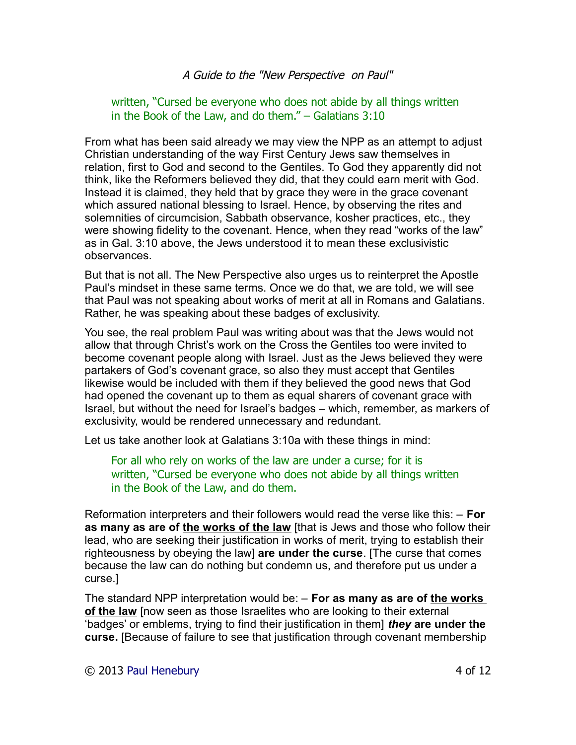> written, "Cursed be everyone who does not abide by all things written in the Book of the Law, and do them." – Galatians 3:10

From what has been said already we may view the NPP as an attempt to adjust Christian understanding of the way First Century Jews saw themselves in relation, first to God and second to the Gentiles. To God they apparently did not think, like the Reformers believed they did, that they could earn merit with God. Instead it is claimed, they held that by grace they were in the grace covenant which assured national blessing to Israel. Hence, by observing the rites and solemnities of circumcision, Sabbath observance, kosher practices, etc., they were showing fidelity to the covenant. Hence, when they read "works of the law" as in Gal. 3:10 above, the Jews understood it to mean these exclusivistic observances.

But that is not all. The New Perspective also urges us to reinterpret the Apostle Paul's mindset in these same terms. Once we do that, we are told, we will see that Paul was not speaking about works of merit at all in Romans and Galatians. Rather, he was speaking about these badges of exclusivity.

You see, the real problem Paul was writing about was that the Jews would not allow that through Christ's work on the Cross the Gentiles too were invited to become covenant people along with Israel. Just as the Jews believed they were partakers of God's covenant grace, so also they must accept that Gentiles likewise would be included with them if they believed the good news that God had opened the covenant up to them as equal sharers of covenant grace with Israel, but without the need for Israel's badges – which, remember, as markers of exclusivity, would be rendered unnecessary and redundant.

Let us take another look at Galatians 3:10a with these things in mind:

> For all who rely on works of the law are under a curse; for it is written, "Cursed be everyone who does not abide by all things written in the Book of the Law, and do them.

Reformation interpreters and their followers would read the verse like this: – **For as many as are of <u>the works of the law</u>** [that is Jews and those who follow their lead, who are seeking their justification in works of merit, trying to establish their righteousness by obeying the law] **are under the curse**. [The curse that comes because the law can do nothing but condemn us, and therefore put us under a curse.]

The standard NPP interpretation would be: – **For as many as are of <u>the works of the law</u>** [now seen as those Israelites who are looking to their external 'badges' or emblems, trying to find their justification in them] ***they* are under the curse.** [Because of failure to see that justification through covenant membership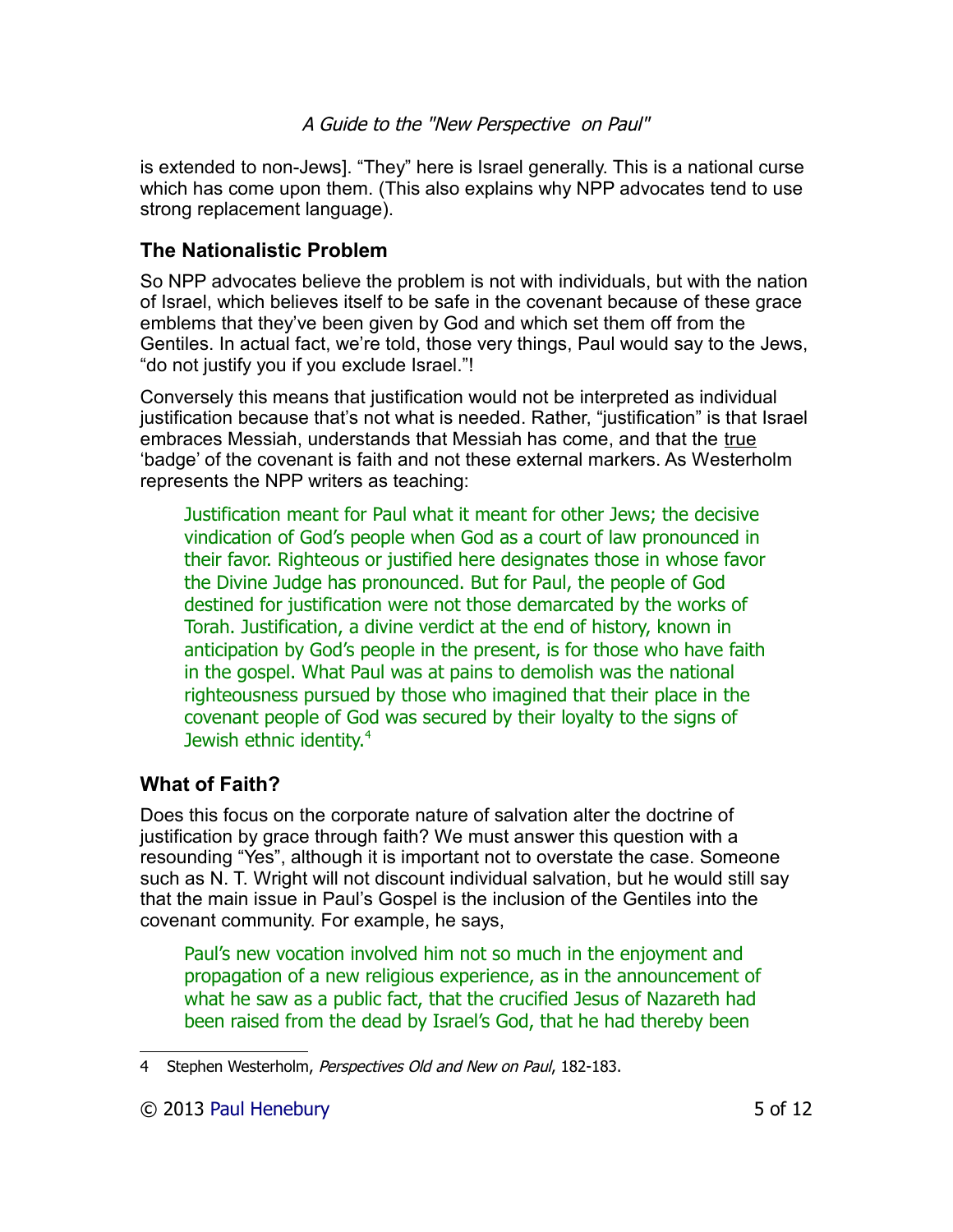is extended to non-Jews]. "They" here is Israel generally. This is a national curse which has come upon them. (This also explains why NPP advocates tend to use strong replacement language).

## The Nationalistic Problem

So NPP advocates believe the problem is not with individuals, but with the nation of Israel, which believes itself to be safe in the covenant because of these grace emblems that they've been given by God and which set them off from the Gentiles. In actual fact, we're told, those very things, Paul would say to the Jews, "do not justify you if you exclude Israel."!

Conversely this means that justification would not be interpreted as individual justification because that's not what is needed. Rather, "justification" is that Israel embraces Messiah, understands that Messiah has come, and that the true 'badge' of the covenant is faith and not these external markers. As Westerholm represents the NPP writers as teaching:

> Justification meant for Paul what it meant for other Jews; the decisive vindication of God's people when God as a court of law pronounced in their favor. Righteous or justified here designates those in whose favor the Divine Judge has pronounced. But for Paul, the people of God destined for justification were not those demarcated by the works of Torah. Justification, a divine verdict at the end of history, known in anticipation by God's people in the present, is for those who have faith in the gospel. What Paul was at pains to demolish was the national righteousness pursued by those who imagined that their place in the covenant people of God was secured by their loyalty to the signs of Jewish ethnic identity.[4]

## What of Faith?

Does this focus on the corporate nature of salvation alter the doctrine of justification by grace through faith? We must answer this question with a resounding "Yes", although it is important not to overstate the case. Someone such as N. T. Wright will not discount individual salvation, but he would still say that the main issue in Paul's Gospel is the inclusion of the Gentiles into the covenant community. For example, he says,

> Paul's new vocation involved him not so much in the enjoyment and propagation of a new religious experience, as in the announcement of what he saw as a public fact, that the crucified Jesus of Nazareth had been raised from the dead by Israel's God, that he had thereby been

---

4 Stephen Westerholm, *Perspectives Old and New on Paul*, 182-183.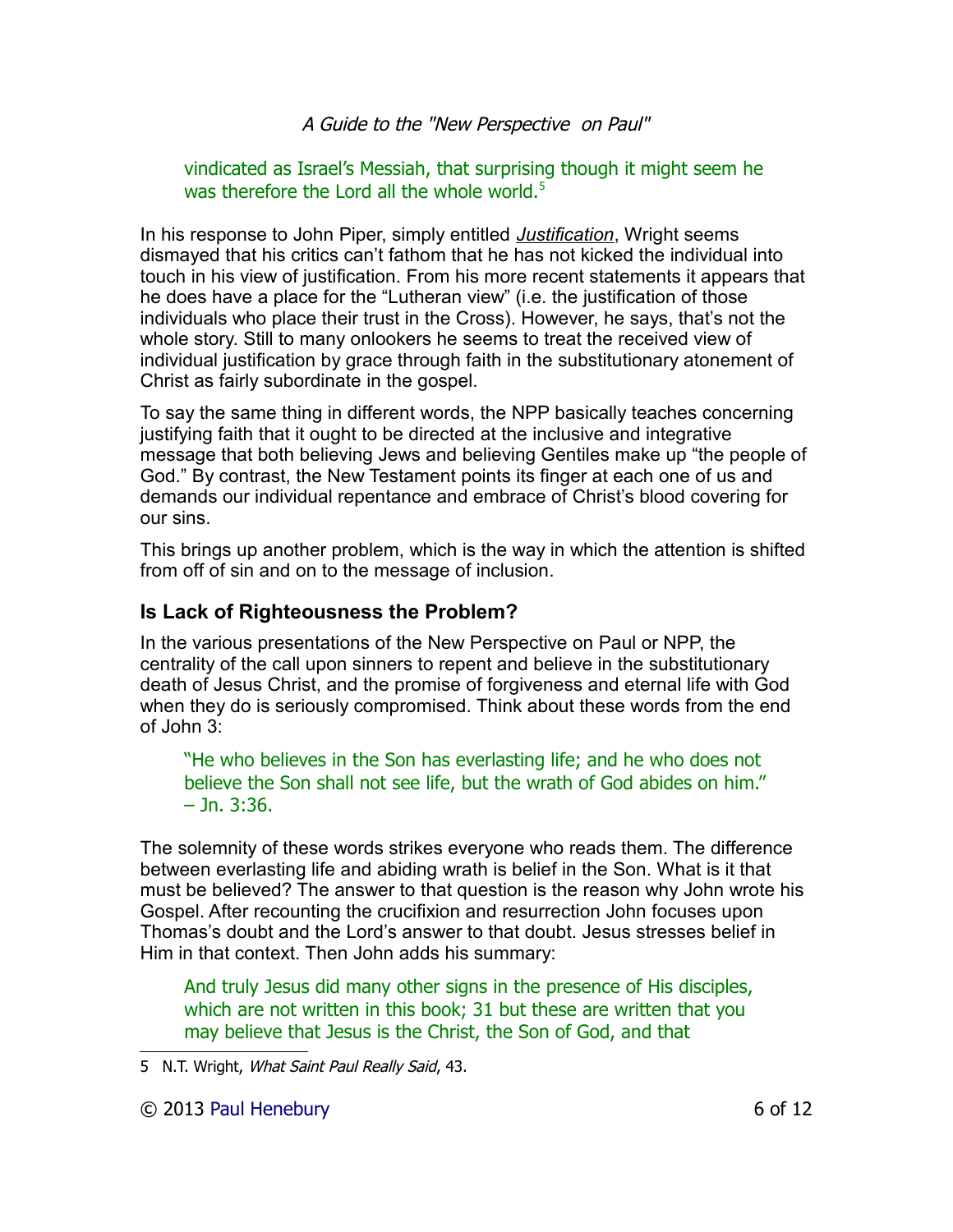> vindicated as Israel's Messiah, that surprising though it might seem he was therefore the Lord all the whole world.[5]

In his response to John Piper, simply entitled *Justification*, Wright seems dismayed that his critics can't fathom that he has not kicked the individual into touch in his view of justification. From his more recent statements it appears that he does have a place for the "Lutheran view" (i.e. the justification of those individuals who place their trust in the Cross). However, he says, that's not the whole story. Still to many onlookers he seems to treat the received view of individual justification by grace through faith in the substitutionary atonement of Christ as fairly subordinate in the gospel.

To say the same thing in different words, the NPP basically teaches concerning justifying faith that it ought to be directed at the inclusive and integrative message that both believing Jews and believing Gentiles make up "the people of God." By contrast, the New Testament points its finger at each one of us and demands our individual repentance and embrace of Christ's blood covering for our sins.

This brings up another problem, which is the way in which the attention is shifted from off of sin and on to the message of inclusion.

### Is Lack of Righteousness the Problem?

In the various presentations of the New Perspective on Paul or NPP, the centrality of the call upon sinners to repent and believe in the substitutionary death of Jesus Christ, and the promise of forgiveness and eternal life with God when they do is seriously compromised. Think about these words from the end of John 3:

> "He who believes in the Son has everlasting life; and he who does not believe the Son shall not see life, but the wrath of God abides on him." – Jn. 3:36.

The solemnity of these words strikes everyone who reads them. The difference between everlasting life and abiding wrath is belief in the Son. What is it that must be believed? The answer to that question is the reason why John wrote his Gospel. After recounting the crucifixion and resurrection John focuses upon Thomas's doubt and the Lord's answer to that doubt. Jesus stresses belief in Him in that context. Then John adds his summary:

> And truly Jesus did many other signs in the presence of His disciples, which are not written in this book; 31 but these are written that you may believe that Jesus is the Christ, the Son of God, and that

5 N.T. Wright, *What Saint Paul Really Said*, 43.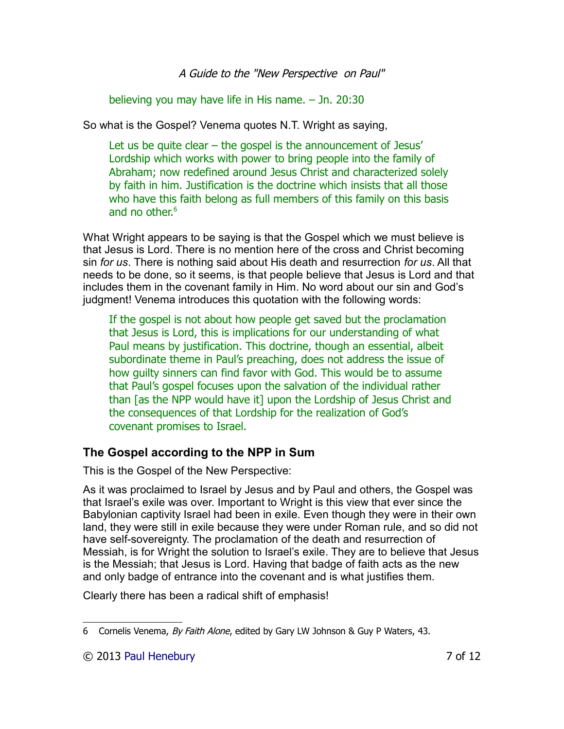> believing you may have life in His name. – Jn. 20:30

So what is the Gospel? Venema quotes N.T. Wright as saying,

> Let us be quite clear – the gospel is the announcement of Jesus' Lordship which works with power to bring people into the family of Abraham; now redefined around Jesus Christ and characterized solely by faith in him. Justification is the doctrine which insists that all those who have this faith belong as full members of this family on this basis and no other.[6]

What Wright appears to be saying is that the Gospel which we must believe is that Jesus is Lord. There is no mention here of the cross and Christ becoming sin *for us*. There is nothing said about His death and resurrection *for us*. All that needs to be done, so it seems, is that people believe that Jesus is Lord and that includes them in the covenant family in Him. No word about our sin and God's judgment! Venema introduces this quotation with the following words:

> If the gospel is not about how people get saved but the proclamation that Jesus is Lord, this is implications for our understanding of what Paul means by justification. This doctrine, though an essential, albeit subordinate theme in Paul's preaching, does not address the issue of how guilty sinners can find favor with God. This would be to assume that Paul's gospel focuses upon the salvation of the individual rather than [as the NPP would have it] upon the Lordship of Jesus Christ and the consequences of that Lordship for the realization of God's covenant promises to Israel.

## The Gospel according to the NPP in Sum

This is the Gospel of the New Perspective:

As it was proclaimed to Israel by Jesus and by Paul and others, the Gospel was that Israel's exile was over. Important to Wright is this view that ever since the Babylonian captivity Israel had been in exile. Even though they were in their own land, they were still in exile because they were under Roman rule, and so did not have self-sovereignty. The proclamation of the death and resurrection of Messiah, is for Wright the solution to Israel's exile. They are to believe that Jesus is the Messiah; that Jesus is Lord. Having that badge of faith acts as the new and only badge of entrance into the covenant and is what justifies them.

Clearly there has been a radical shift of emphasis!

---

6 Cornelis Venema, *By Faith Alone*, edited by Gary LW Johnson & Guy P Waters, 43.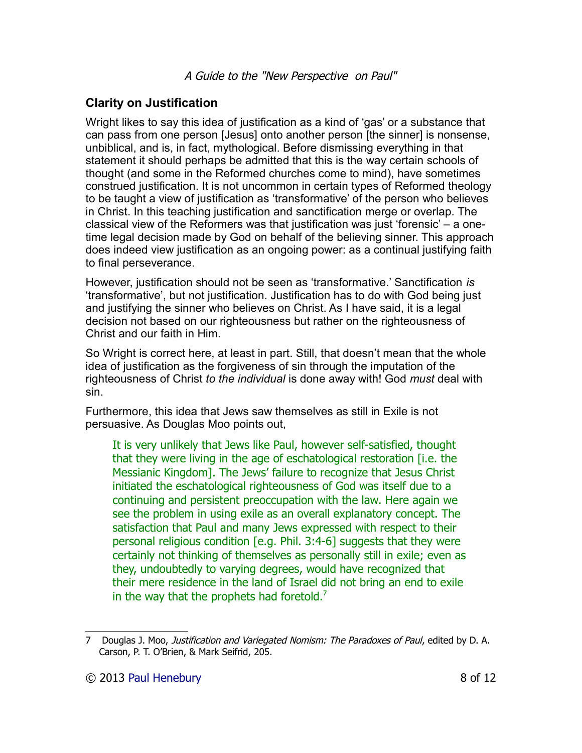## Clarity on Justification

Wright likes to say this idea of justification as a kind of 'gas' or a substance that can pass from one person [Jesus] onto another person [the sinner] is nonsense, unbiblical, and is, in fact, mythological. Before dismissing everything in that statement it should perhaps be admitted that this is the way certain schools of thought (and some in the Reformed churches come to mind), have sometimes construed justification. It is not uncommon in certain types of Reformed theology to be taught a view of justification as 'transformative' of the person who believes in Christ. In this teaching justification and sanctification merge or overlap. The classical view of the Reformers was that justification was just 'forensic' – a one-time legal decision made by God on behalf of the believing sinner. This approach does indeed view justification as an ongoing power: as a continual justifying faith to final perseverance.

However, justification should not be seen as 'transformative.' Sanctification *is* 'transformative', but not justification. Justification has to do with God being just and justifying the sinner who believes on Christ. As I have said, it is a legal decision not based on our righteousness but rather on the righteousness of Christ and our faith in Him.

So Wright is correct here, at least in part. Still, that doesn't mean that the whole idea of justification as the forgiveness of sin through the imputation of the righteousness of Christ *to the individual* is done away with! God *must* deal with sin.

Furthermore, this idea that Jews saw themselves as still in Exile is not persuasive. As Douglas Moo points out,

> It is very unlikely that Jews like Paul, however self-satisfied, thought that they were living in the age of eschatological restoration [i.e. the Messianic Kingdom]. The Jews' failure to recognize that Jesus Christ initiated the eschatological righteousness of God was itself due to a continuing and persistent preoccupation with the law. Here again we see the problem in using exile as an overall explanatory concept. The satisfaction that Paul and many Jews expressed with respect to their personal religious condition [e.g. Phil. 3:4-6] suggests that they were certainly not thinking of themselves as personally still in exile; even as they, undoubtedly to varying degrees, would have recognized that their mere residence in the land of Israel did not bring an end to exile in the way that the prophets had foretold.[7]

---

[7] Douglas J. Moo, *Justification and Variegated Nomism: The Paradoxes of Paul*, edited by D. A. Carson, P. T. O'Brien, & Mark Seifrid, 205.

© 2013 Paul Henebury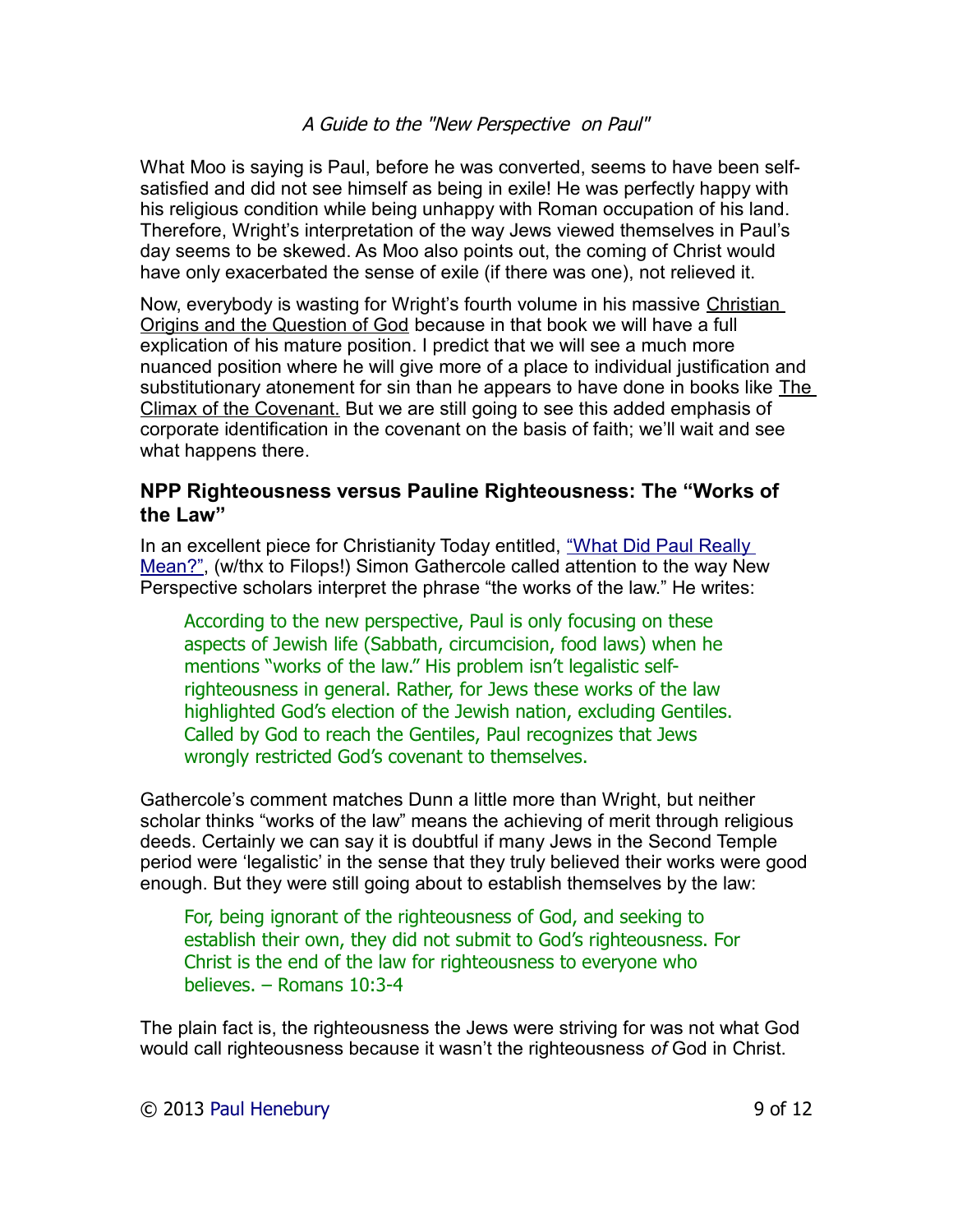What Moo is saying is Paul, before he was converted, seems to have been self-satisfied and did not see himself as being in exile! He was perfectly happy with his religious condition while being unhappy with Roman occupation of his land. Therefore, Wright's interpretation of the way Jews viewed themselves in Paul's day seems to be skewed. As Moo also points out, the coming of Christ would have only exacerbated the sense of exile (if there was one), not relieved it.

Now, everybody is wasting for Wright's fourth volume in his massive Christian Origins and the Question of God because in that book we will have a full explication of his mature position. I predict that we will see a much more nuanced position where he will give more of a place to individual justification and substitutionary atonement for sin than he appears to have done in books like The Climax of the Covenant. But we are still going to see this added emphasis of corporate identification in the covenant on the basis of faith; we'll wait and see what happens there.

### NPP Righteousness versus Pauline Righteousness: The "Works of the Law"

In an excellent piece for Christianity Today entitled, "What Did Paul Really Mean?", (w/thx to Filops!) Simon Gathercole called attention to the way New Perspective scholars interpret the phrase "the works of the law." He writes:

> According to the new perspective, Paul is only focusing on these aspects of Jewish life (Sabbath, circumcision, food laws) when he mentions "works of the law." His problem isn't legalistic self-righteousness in general. Rather, for Jews these works of the law highlighted God's election of the Jewish nation, excluding Gentiles. Called by God to reach the Gentiles, Paul recognizes that Jews wrongly restricted God's covenant to themselves.

Gathercole's comment matches Dunn a little more than Wright, but neither scholar thinks "works of the law" means the achieving of merit through religious deeds. Certainly we can say it is doubtful if many Jews in the Second Temple period were 'legalistic' in the sense that they truly believed their works were good enough. But they were still going about to establish themselves by the law:

> For, being ignorant of the righteousness of God, and seeking to establish their own, they did not submit to God's righteousness. For Christ is the end of the law for righteousness to everyone who believes. – Romans 10:3-4

The plain fact is, the righteousness the Jews were striving for was not what God would call righteousness because it wasn't the righteousness *of* God in Christ.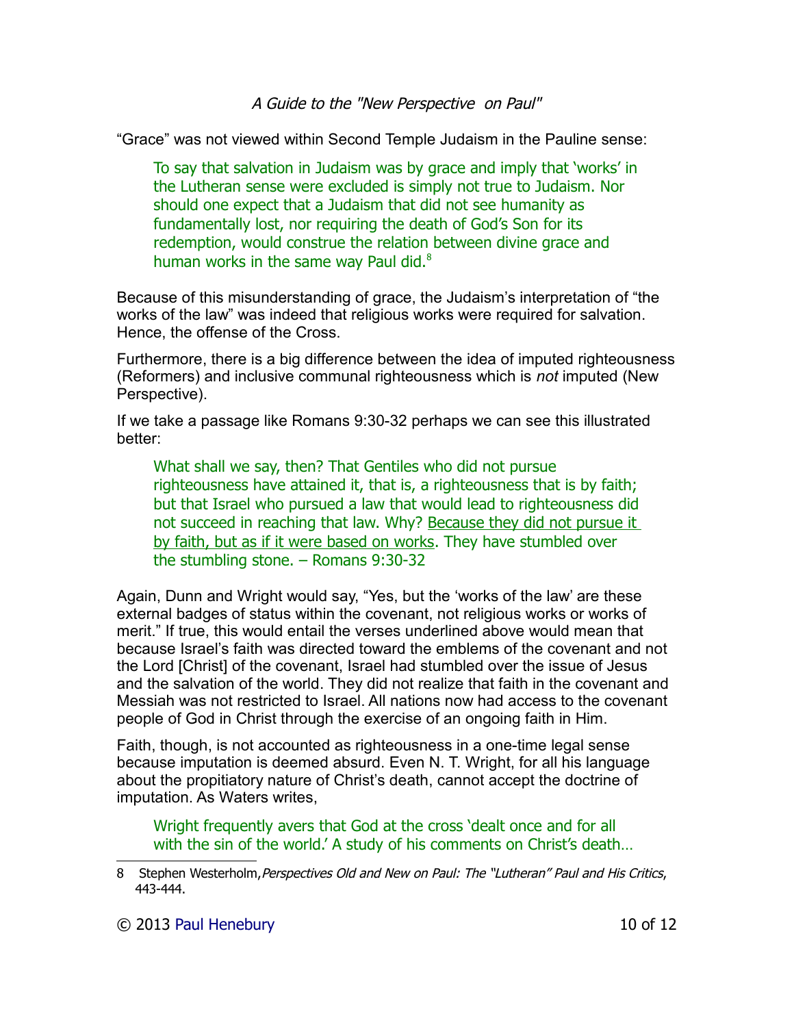"Grace" was not viewed within Second Temple Judaism in the Pauline sense:

> To say that salvation in Judaism was by grace and imply that 'works' in the Lutheran sense were excluded is simply not true to Judaism. Nor should one expect that a Judaism that did not see humanity as fundamentally lost, nor requiring the death of God's Son for its redemption, would construe the relation between divine grace and human works in the same way Paul did.[8]

Because of this misunderstanding of grace, the Judaism's interpretation of "the works of the law" was indeed that religious works were required for salvation. Hence, the offense of the Cross.

Furthermore, there is a big difference between the idea of imputed righteousness (Reformers) and inclusive communal righteousness which is *not* imputed (New Perspective).

If we take a passage like Romans 9:30-32 perhaps we can see this illustrated better:

> What shall we say, then? That Gentiles who did not pursue righteousness have attained it, that is, a righteousness that is by faith; but that Israel who pursued a law that would lead to righteousness did not succeed in reaching that law. Why? <u>Because they did not pursue it by faith, but as if it were based on works</u>. They have stumbled over the stumbling stone. – Romans 9:30-32

Again, Dunn and Wright would say, "Yes, but the 'works of the law' are these external badges of status within the covenant, not religious works or works of merit." If true, this would entail the verses underlined above would mean that because Israel's faith was directed toward the emblems of the covenant and not the Lord [Christ] of the covenant, Israel had stumbled over the issue of Jesus and the salvation of the world. They did not realize that faith in the covenant and Messiah was not restricted to Israel. All nations now had access to the covenant people of God in Christ through the exercise of an ongoing faith in Him.

Faith, though, is not accounted as righteousness in a one-time legal sense because imputation is deemed absurd. Even N. T. Wright, for all his language about the propitiatory nature of Christ's death, cannot accept the doctrine of imputation. As Waters writes,

> Wright frequently avers that God at the cross 'dealt once and for all with the sin of the world.' A study of his comments on Christ's death…

---

8 Stephen Westerholm, *Perspectives Old and New on Paul: The "Lutheran" Paul and His Critics*, 443-444.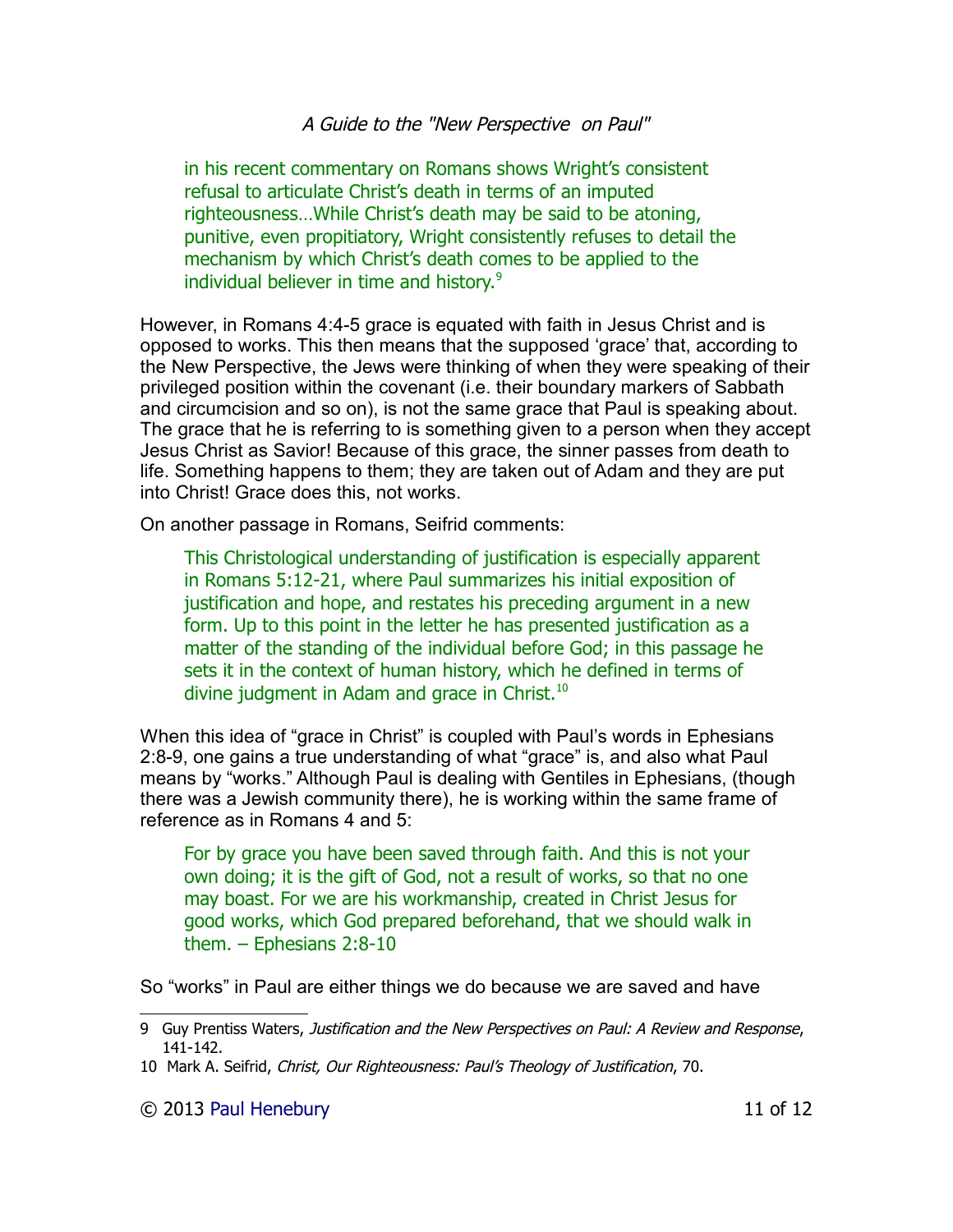> in his recent commentary on Romans shows Wright's consistent refusal to articulate Christ's death in terms of an imputed righteousness…While Christ's death may be said to be atoning, punitive, even propitiatory, Wright consistently refuses to detail the mechanism by which Christ's death comes to be applied to the individual believer in time and history.[9]

However, in Romans 4:4-5 grace is equated with faith in Jesus Christ and is opposed to works. This then means that the supposed 'grace' that, according to the New Perspective, the Jews were thinking of when they were speaking of their privileged position within the covenant (i.e. their boundary markers of Sabbath and circumcision and so on), is not the same grace that Paul is speaking about. The grace that he is referring to is something given to a person when they accept Jesus Christ as Savior! Because of this grace, the sinner passes from death to life. Something happens to them; they are taken out of Adam and they are put into Christ! Grace does this, not works.

On another passage in Romans, Seifrid comments:

> This Christological understanding of justification is especially apparent in Romans 5:12-21, where Paul summarizes his initial exposition of justification and hope, and restates his preceding argument in a new form. Up to this point in the letter he has presented justification as a matter of the standing of the individual before God; in this passage he sets it in the context of human history, which he defined in terms of divine judgment in Adam and grace in Christ.[10]

When this idea of "grace in Christ" is coupled with Paul's words in Ephesians 2:8-9, one gains a true understanding of what "grace" is, and also what Paul means by "works." Although Paul is dealing with Gentiles in Ephesians, (though there was a Jewish community there), he is working within the same frame of reference as in Romans 4 and 5:

> For by grace you have been saved through faith. And this is not your own doing; it is the gift of God, not a result of works, so that no one may boast. For we are his workmanship, created in Christ Jesus for good works, which God prepared beforehand, that we should walk in them. – Ephesians 2:8-10

So "works" in Paul are either things we do because we are saved and have

---

9 Guy Prentiss Waters, *Justification and the New Perspectives on Paul: A Review and Response*, 141-142.

10 Mark A. Seifrid, *Christ, Our Righteousness: Paul's Theology of Justification*, 70.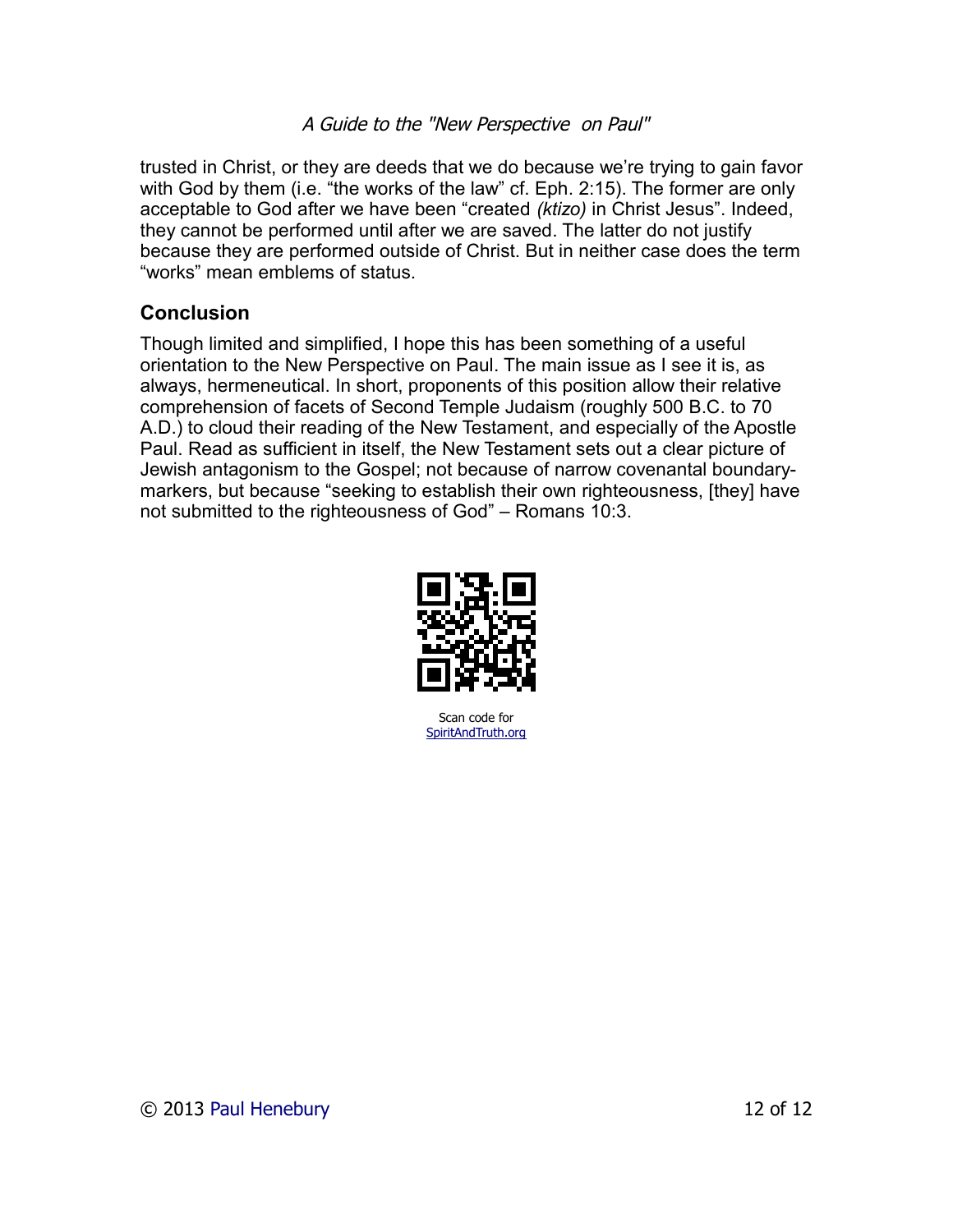trusted in Christ, or they are deeds that we do because we're trying to gain favor with God by them (i.e. "the works of the law" cf. Eph. 2:15). The former are only acceptable to God after we have been "created *(ktizo)* in Christ Jesus". Indeed, they cannot be performed until after we are saved. The latter do not justify because they are performed outside of Christ. But in neither case does the term "works" mean emblems of status.

## Conclusion

Though limited and simplified, I hope this has been something of a useful orientation to the New Perspective on Paul. The main issue as I see it is, as always, hermeneutical. In short, proponents of this position allow their relative comprehension of facets of Second Temple Judaism (roughly 500 B.C. to 70 A.D.) to cloud their reading of the New Testament, and especially of the Apostle Paul. Read as sufficient in itself, the New Testament sets out a clear picture of Jewish antagonism to the Gospel; not because of narrow covenantal boundary-markers, but because "seeking to establish their own righteousness, [they] have not submitted to the righteousness of God" – Romans 10:3.

Scan code for
SpiritAndTruth.org